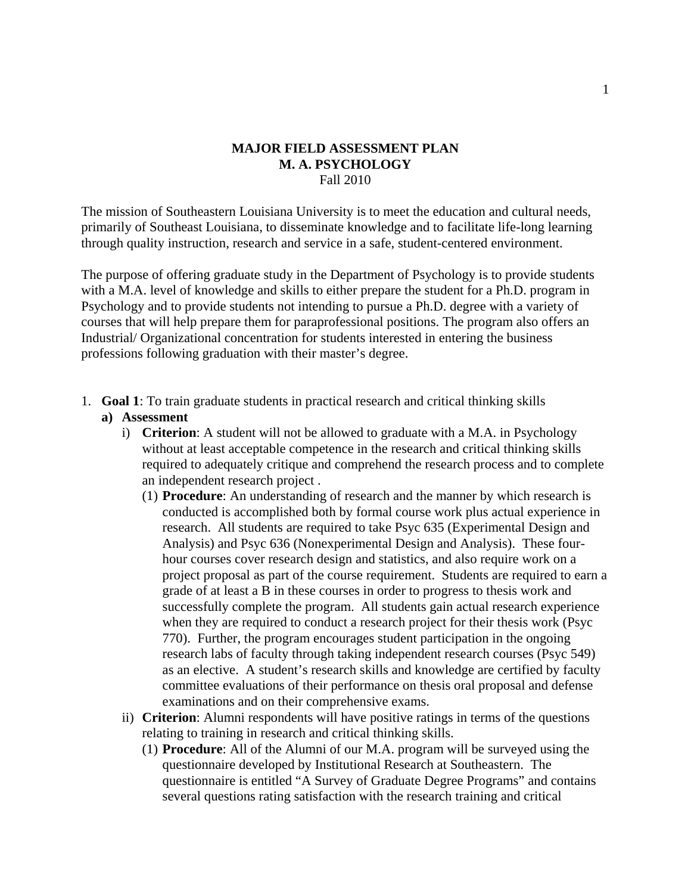# MAJOR FIELD ASSESSMENT PLAN
## M. A. PSYCHOLOGY
Fall 2010

The mission of Southeastern Louisiana University is to meet the education and cultural needs, primarily of Southeast Louisiana, to disseminate knowledge and to facilitate life-long learning through quality instruction, research and service in a safe, student-centered environment.

The purpose of offering graduate study in the Department of Psychology is to provide students with a M.A. level of knowledge and skills to either prepare the student for a Ph.D. program in Psychology and to provide students not intending to pursue a Ph.D. degree with a variety of courses that will help prepare them for paraprofessional positions. The program also offers an Industrial/ Organizational concentration for students interested in entering the business professions following graduation with their master's degree.

1. **Goal 1**: To train graduate students in practical research and critical thinking skills
   a) **Assessment**
      i) **Criterion**: A student will not be allowed to graduate with a M.A. in Psychology without at least acceptable competence in the research and critical thinking skills required to adequately critique and comprehend the research process and to complete an independent research project .
         (1) **Procedure**: An understanding of research and the manner by which research is conducted is accomplished both by formal course work plus actual experience in research. All students are required to take Psyc 635 (Experimental Design and Analysis) and Psyc 636 (Nonexperimental Design and Analysis). These four-hour courses cover research design and statistics, and also require work on a project proposal as part of the course requirement. Students are required to earn a grade of at least a B in these courses in order to progress to thesis work and successfully complete the program. All students gain actual research experience when they are required to conduct a research project for their thesis work (Psyc 770). Further, the program encourages student participation in the ongoing research labs of faculty through taking independent research courses (Psyc 549) as an elective. A student's research skills and knowledge are certified by faculty committee evaluations of their performance on thesis oral proposal and defense examinations and on their comprehensive exams.
      ii) **Criterion**: Alumni respondents will have positive ratings in terms of the questions relating to training in research and critical thinking skills.
         (1) **Procedure**: All of the Alumni of our M.A. program will be surveyed using the questionnaire developed by Institutional Research at Southeastern. The questionnaire is entitled "A Survey of Graduate Degree Programs" and contains several questions rating satisfaction with the research training and critical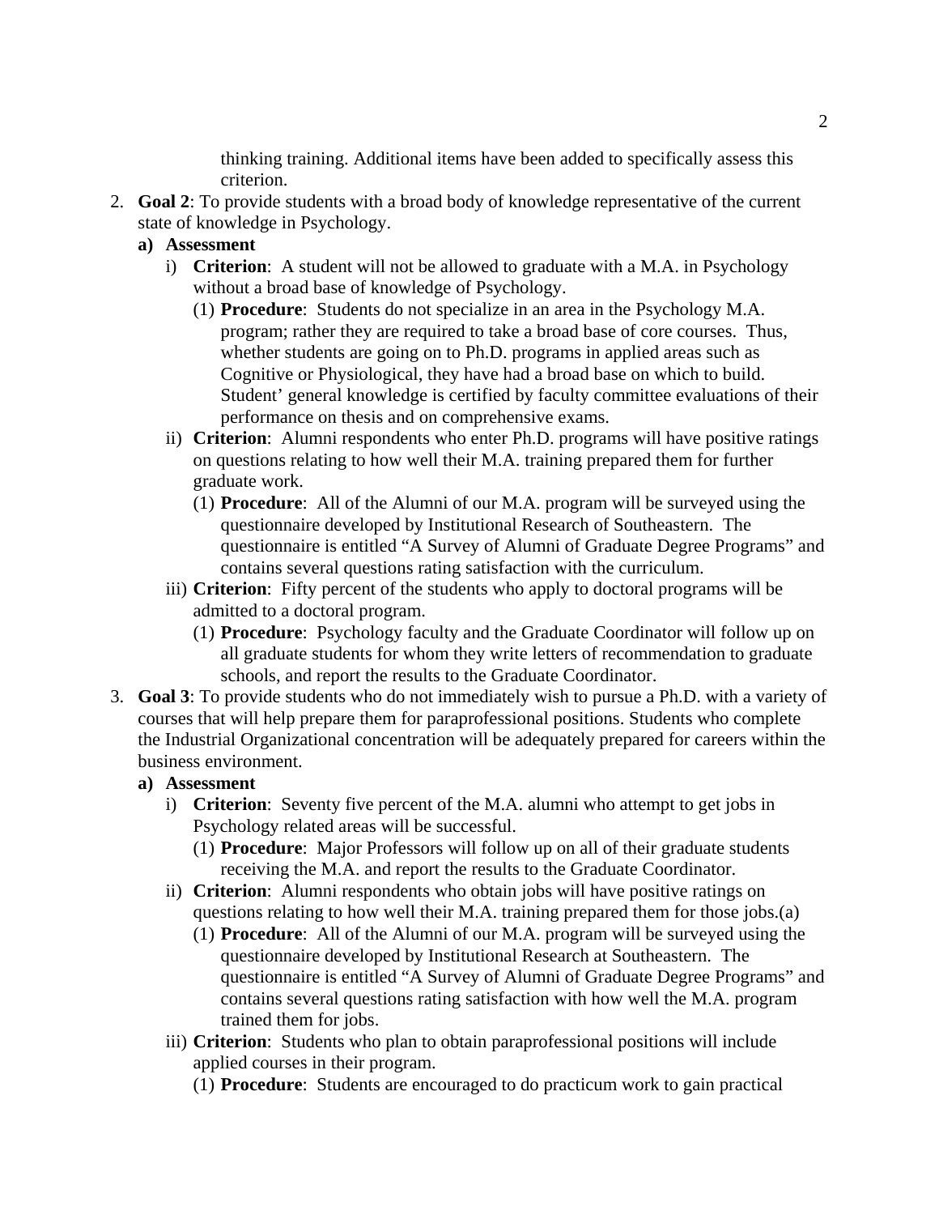thinking training. Additional items have been added to specifically assess this criterion.

2. **Goal 2**: To provide students with a broad body of knowledge representative of the current state of knowledge in Psychology.
   - **a) Assessment**
     - i) **Criterion**: A student will not be allowed to graduate with a M.A. in Psychology without a broad base of knowledge of Psychology.
       - (1) **Procedure**: Students do not specialize in an area in the Psychology M.A. program; rather they are required to take a broad base of core courses. Thus, whether students are going on to Ph.D. programs in applied areas such as Cognitive or Physiological, they have had a broad base on which to build. Student' general knowledge is certified by faculty committee evaluations of their performance on thesis and on comprehensive exams.
     - ii) **Criterion**: Alumni respondents who enter Ph.D. programs will have positive ratings on questions relating to how well their M.A. training prepared them for further graduate work.
       - (1) **Procedure**: All of the Alumni of our M.A. program will be surveyed using the questionnaire developed by Institutional Research of Southeastern. The questionnaire is entitled "A Survey of Alumni of Graduate Degree Programs" and contains several questions rating satisfaction with the curriculum.
     - iii) **Criterion**: Fifty percent of the students who apply to doctoral programs will be admitted to a doctoral program.
       - (1) **Procedure**: Psychology faculty and the Graduate Coordinator will follow up on all graduate students for whom they write letters of recommendation to graduate schools, and report the results to the Graduate Coordinator.
3. **Goal 3**: To provide students who do not immediately wish to pursue a Ph.D. with a variety of courses that will help prepare them for paraprofessional positions. Students who complete the Industrial Organizational concentration will be adequately prepared for careers within the business environment.
   - **a) Assessment**
     - i) **Criterion**: Seventy five percent of the M.A. alumni who attempt to get jobs in Psychology related areas will be successful.
       - (1) **Procedure**: Major Professors will follow up on all of their graduate students receiving the M.A. and report the results to the Graduate Coordinator.
     - ii) **Criterion**: Alumni respondents who obtain jobs will have positive ratings on questions relating to how well their M.A. training prepared them for those jobs.(a)
       - (1) **Procedure**: All of the Alumni of our M.A. program will be surveyed using the questionnaire developed by Institutional Research at Southeastern. The questionnaire is entitled "A Survey of Alumni of Graduate Degree Programs" and contains several questions rating satisfaction with how well the M.A. program trained them for jobs.
     - iii) **Criterion**: Students who plan to obtain paraprofessional positions will include applied courses in their program.
       - (1) **Procedure**: Students are encouraged to do practicum work to gain practical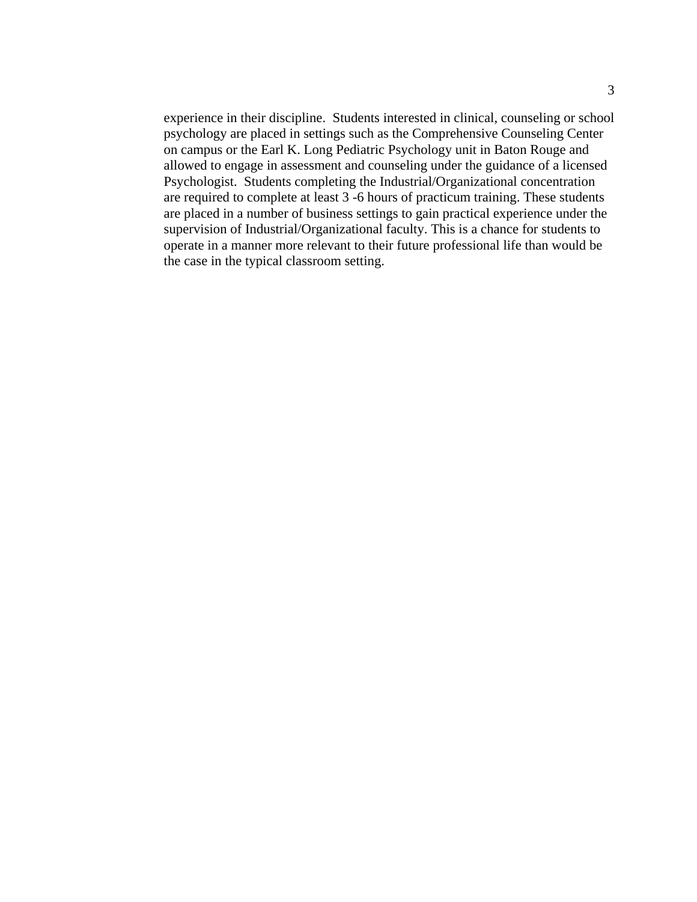experience in their discipline.  Students interested in clinical, counseling or school psychology are placed in settings such as the Comprehensive Counseling Center on campus or the Earl K. Long Pediatric Psychology unit in Baton Rouge and allowed to engage in assessment and counseling under the guidance of a licensed Psychologist.  Students completing the Industrial/Organizational concentration are required to complete at least 3 -6 hours of practicum training. These students are placed in a number of business settings to gain practical experience under the supervision of Industrial/Organizational faculty. This is a chance for students to operate in a manner more relevant to their future professional life than would be the case in the typical classroom setting.